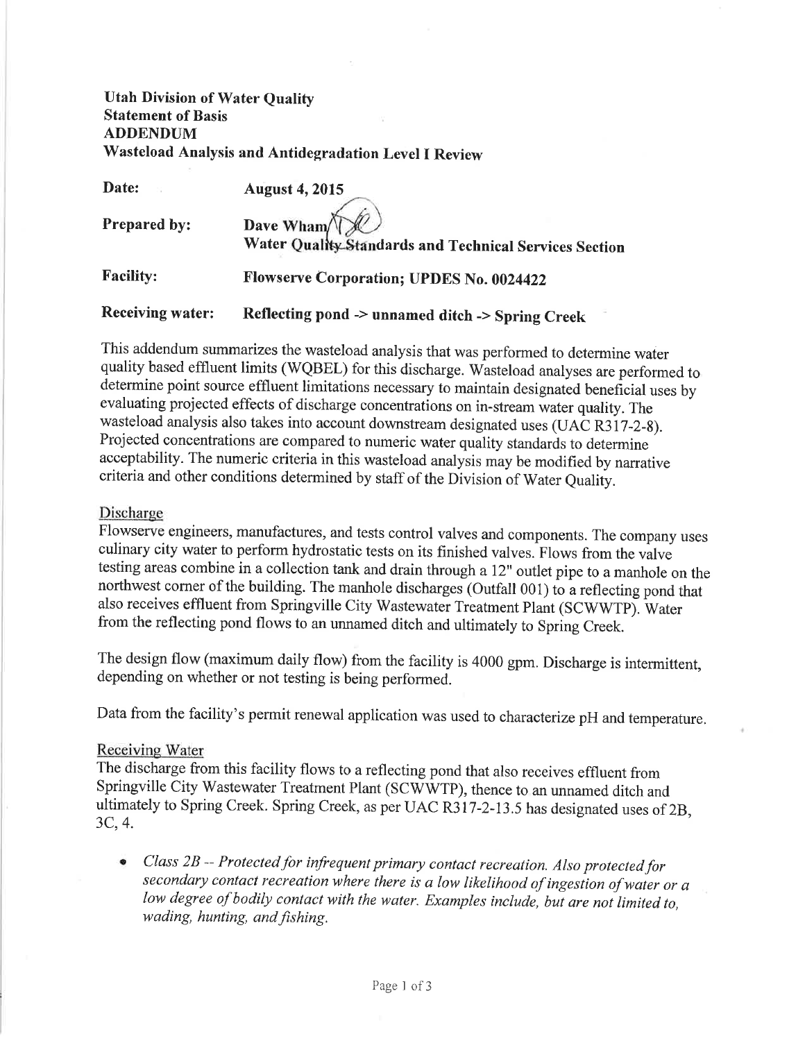**Utah Division of Water Quality**
**Statement of Basis**
**ADDENDUM**
**Wasteload Analysis and Antidegradation Level I Review**

| | |
|---|---|
| **Date:** | **August 4, 2015** |
| **Prepared by:** | **Dave Wham** **Water Quality Standards and Technical Services Section** |
| **Facility:** | **Flowserve Corporation; UPDES No. 0024422** |
| **Receiving water:** | **Reflecting pond -> unnamed ditch -> Spring Creek** |

This addendum summarizes the wasteload analysis that was performed to determine water quality based effluent limits (WQBEL) for this discharge. Wasteload analyses are performed to determine point source effluent limitations necessary to maintain designated beneficial uses by evaluating projected effects of discharge concentrations on in-stream water quality. The wasteload analysis also takes into account downstream designated uses (UAC R317-2-8). Projected concentrations are compared to numeric water quality standards to determine acceptability. The numeric criteria in this wasteload analysis may be modified by narrative criteria and other conditions determined by staff of the Division of Water Quality.

## Discharge

Flowserve engineers, manufactures, and tests control valves and components. The company uses culinary city water to perform hydrostatic tests on its finished valves. Flows from the valve testing areas combine in a collection tank and drain through a 12" outlet pipe to a manhole on the northwest corner of the building. The manhole discharges (Outfall 001) to a reflecting pond that also receives effluent from Springville City Wastewater Treatment Plant (SCWWTP). Water from the reflecting pond flows to an unnamed ditch and ultimately to Spring Creek.

The design flow (maximum daily flow) from the facility is 4000 gpm. Discharge is intermittent, depending on whether or not testing is being performed.

Data from the facility's permit renewal application was used to characterize pH and temperature.

## Receiving Water

The discharge from this facility flows to a reflecting pond that also receives effluent from Springville City Wastewater Treatment Plant (SCWWTP), thence to an unnamed ditch and ultimately to Spring Creek. Spring Creek, as per UAC R317-2-13.5 has designated uses of 2B, 3C, 4.

- *Class 2B -- Protected for infrequent primary contact recreation. Also protected for secondary contact recreation where there is a low likelihood of ingestion of water or a low degree of bodily contact with the water. Examples include, but are not limited to, wading, hunting, and fishing.*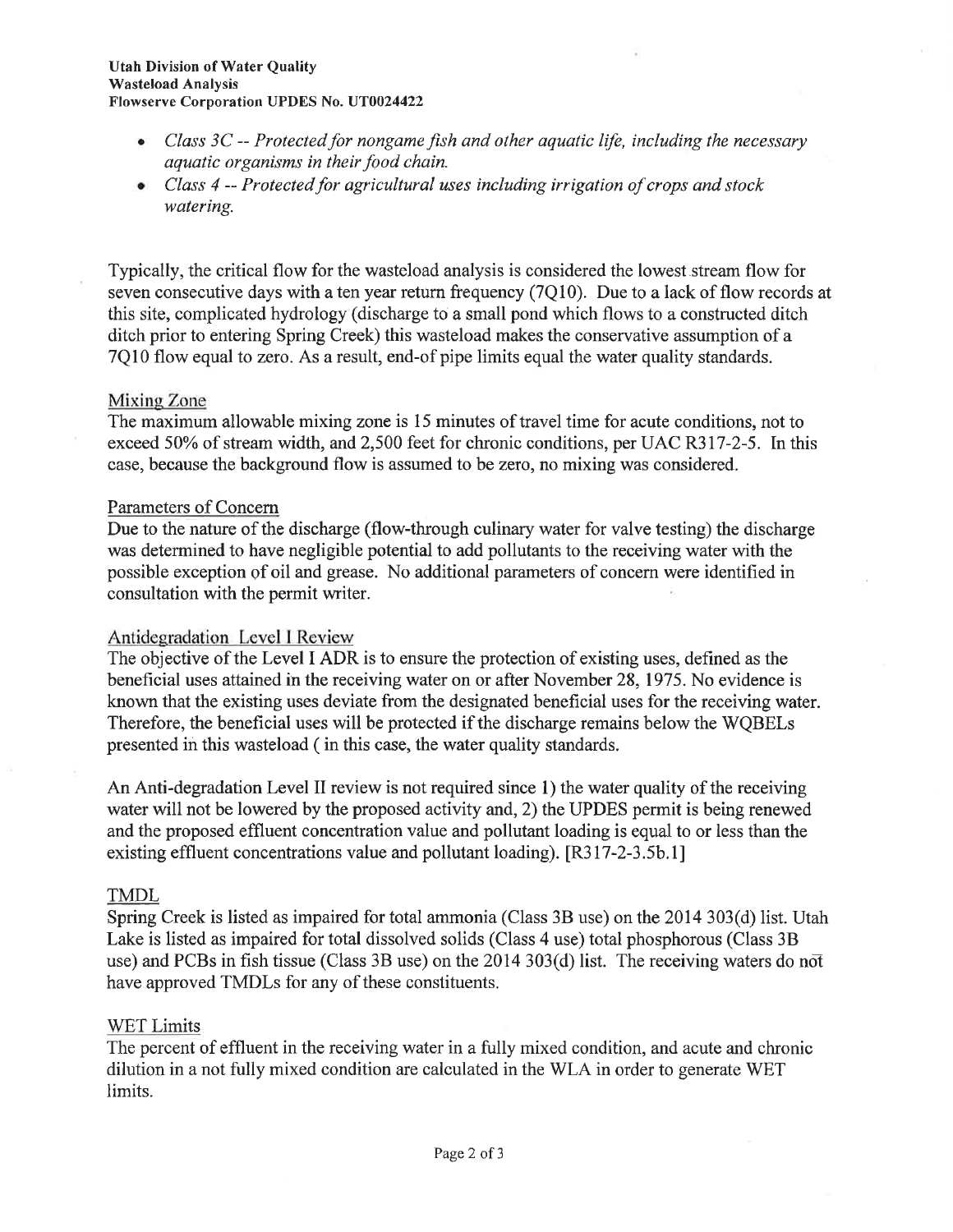- *Class 3C -- Protected for nongame fish and other aquatic life, including the necessary aquatic organisms in their food chain.*
- *Class 4 -- Protected for agricultural uses including irrigation of crops and stock watering.*

Typically, the critical flow for the wasteload analysis is considered the lowest stream flow for seven consecutive days with a ten year return frequency (7Q10). Due to a lack of flow records at this site, complicated hydrology (discharge to a small pond which flows to a constructed ditch ditch prior to entering Spring Creek) this wasteload makes the conservative assumption of a 7Q10 flow equal to zero. As a result, end-of pipe limits equal the water quality standards.

## Mixing Zone

The maximum allowable mixing zone is 15 minutes of travel time for acute conditions, not to exceed 50% of stream width, and 2,500 feet for chronic conditions, per UAC R317-2-5. In this case, because the background flow is assumed to be zero, no mixing was considered.

## Parameters of Concern

Due to the nature of the discharge (flow-through culinary water for valve testing) the discharge was determined to have negligible potential to add pollutants to the receiving water with the possible exception of oil and grease. No additional parameters of concern were identified in consultation with the permit writer.

## Antidegradation Level I Review

The objective of the Level I ADR is to ensure the protection of existing uses, defined as the beneficial uses attained in the receiving water on or after November 28, 1975. No evidence is known that the existing uses deviate from the designated beneficial uses for the receiving water. Therefore, the beneficial uses will be protected if the discharge remains below the WQBELs presented in this wasteload ( in this case, the water quality standards.

An Anti-degradation Level II review is not required since 1) the water quality of the receiving water will not be lowered by the proposed activity and, 2) the UPDES permit is being renewed and the proposed effluent concentration value and pollutant loading is equal to or less than the existing effluent concentrations value and pollutant loading). [R317-2-3.5b.1]

## TMDL

Spring Creek is listed as impaired for total ammonia (Class 3B use) on the 2014 303(d) list. Utah Lake is listed as impaired for total dissolved solids (Class 4 use) total phosphorous (Class 3B use) and PCBs in fish tissue (Class 3B use) on the 2014 303(d) list. The receiving waters do not have approved TMDLs for any of these constituents.

## WET Limits

The percent of effluent in the receiving water in a fully mixed condition, and acute and chronic dilution in a not fully mixed condition are calculated in the WLA in order to generate WET limits.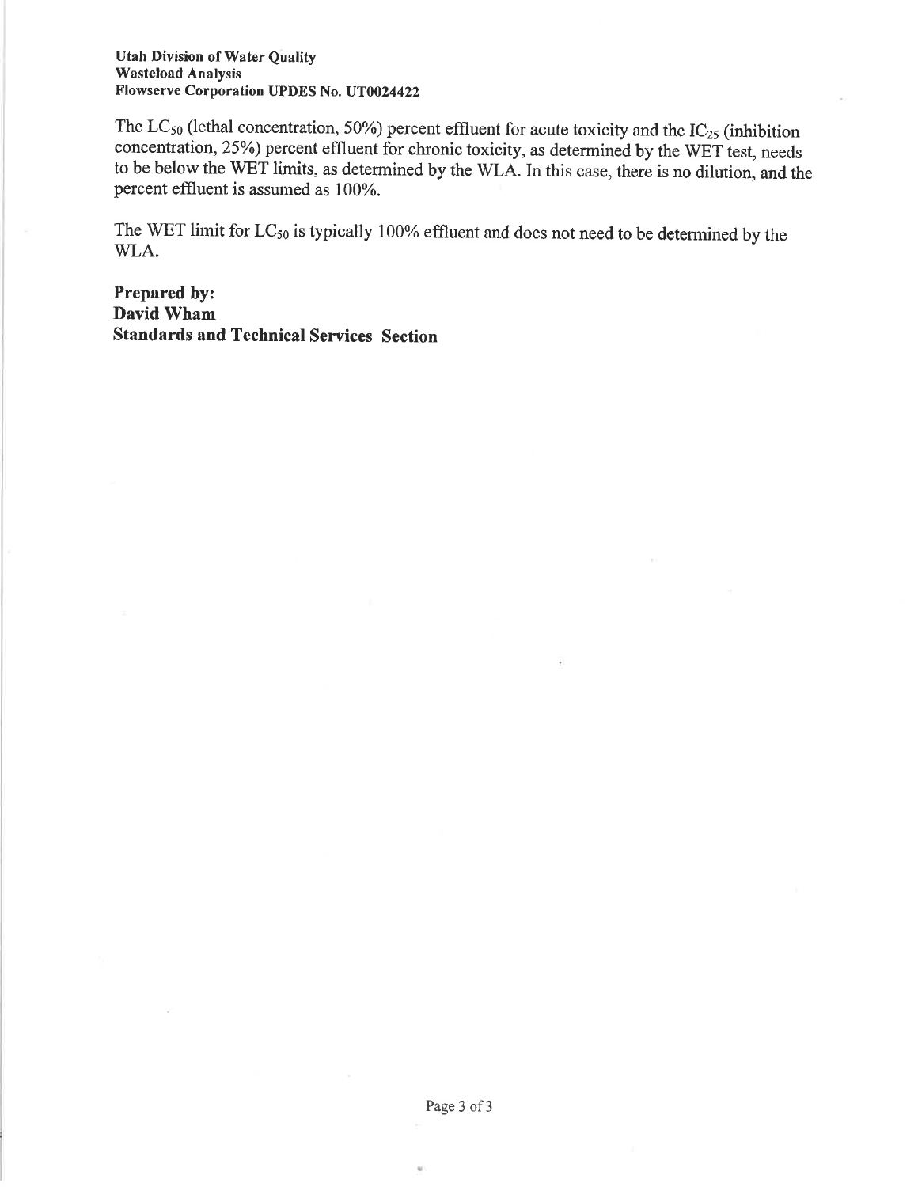The $LC_{50}$ (lethal concentration, 50%) percent effluent for acute toxicity and the $IC_{25}$ (inhibition concentration, 25%) percent effluent for chronic toxicity, as determined by the WET test, needs to be below the WET limits, as determined by the WLA. In this case, there is no dilution, and the percent effluent is assumed as 100%.

The WET limit for $LC_{50}$ is typically 100% effluent and does not need to be determined by the WLA.

**Prepared by:**
**David Wham**
**Standards and Technical Services Section**